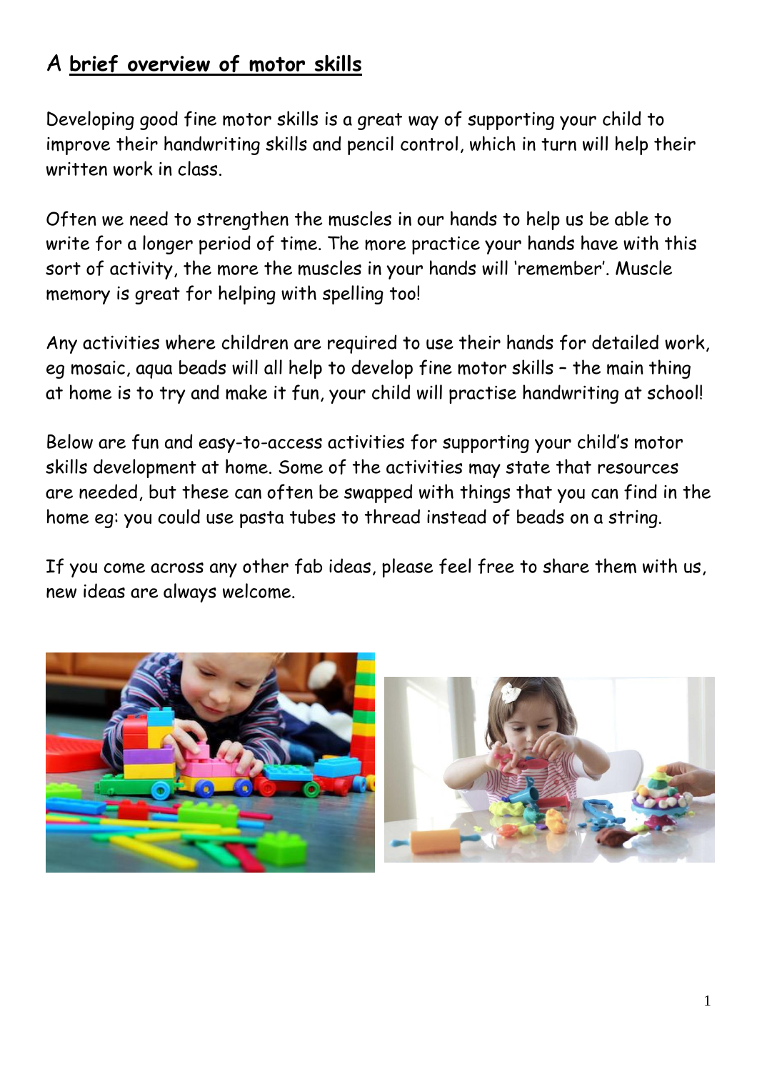# A **brief overview of motor skills**

Developing good fine motor skills is a great way of supporting your child to improve their handwriting skills and pencil control, which in turn will help their written work in class.

Often we need to strengthen the muscles in our hands to help us be able to write for a longer period of time. The more practice your hands have with this sort of activity, the more the muscles in your hands will 'remember'. Muscle memory is great for helping with spelling too!

Any activities where children are required to use their hands for detailed work, eg mosaic, aqua beads will all help to develop fine motor skills – the main thing at home is to try and make it fun, your child will practise handwriting at school!

Below are fun and easy-to-access activities for supporting your child's motor skills development at home. Some of the activities may state that resources are needed, but these can often be swapped with things that you can find in the home eg: you could use pasta tubes to thread instead of beads on a string.

If you come across any other fab ideas, please feel free to share them with us, new ideas are always welcome.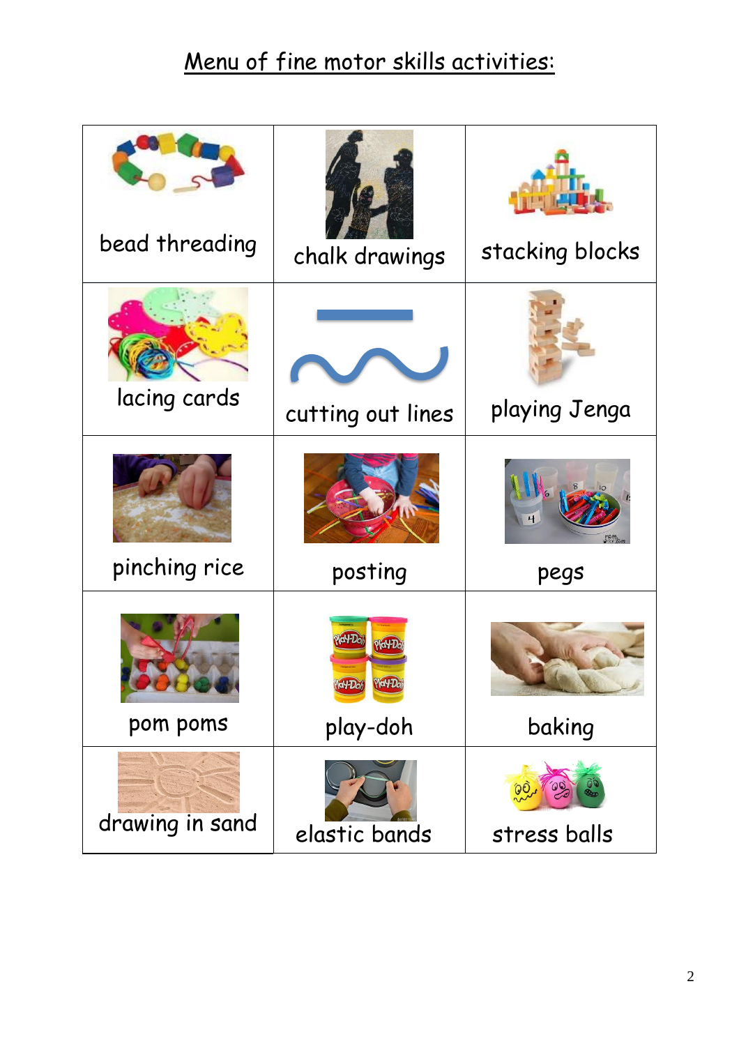# Menu of fine motor skills activities:

| | | |
|---|---|---|
| bead threading | chalk drawings | stacking blocks |
| lacing cards | cutting out lines | playing Jenga |
| pinching rice | posting | pegs |
| pom poms | play-doh | baking |
| drawing in sand | elastic bands | stress balls |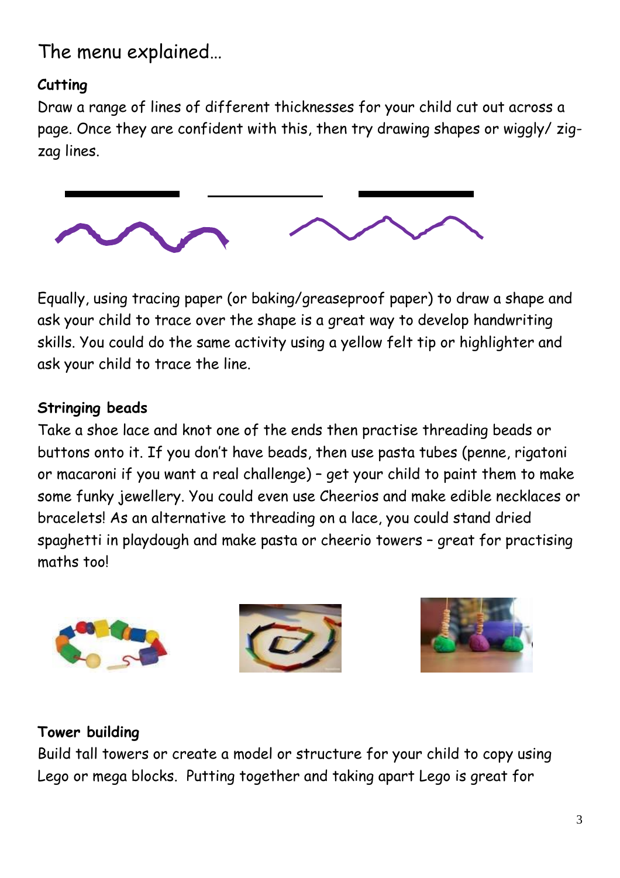## The menu explained…

### Cutting

Draw a range of lines of different thicknesses for your child cut out across a page. Once they are confident with this, then try drawing shapes or wiggly/ zig-zag lines.

Equally, using tracing paper (or baking/greaseproof paper) to draw a shape and ask your child to trace over the shape is a great way to develop handwriting skills. You could do the same activity using a yellow felt tip or highlighter and ask your child to trace the line.

### Stringing beads

Take a shoe lace and knot one of the ends then practise threading beads or buttons onto it. If you don't have beads, then use pasta tubes (penne, rigatoni or macaroni if you want a real challenge) – get your child to paint them to make some funky jewellery. You could even use Cheerios and make edible necklaces or bracelets! As an alternative to threading on a lace, you could stand dried spaghetti in playdough and make pasta or cheerio towers – great for practising maths too!

### Tower building

Build tall towers or create a model or structure for your child to copy using Lego or mega blocks. Putting together and taking apart Lego is great for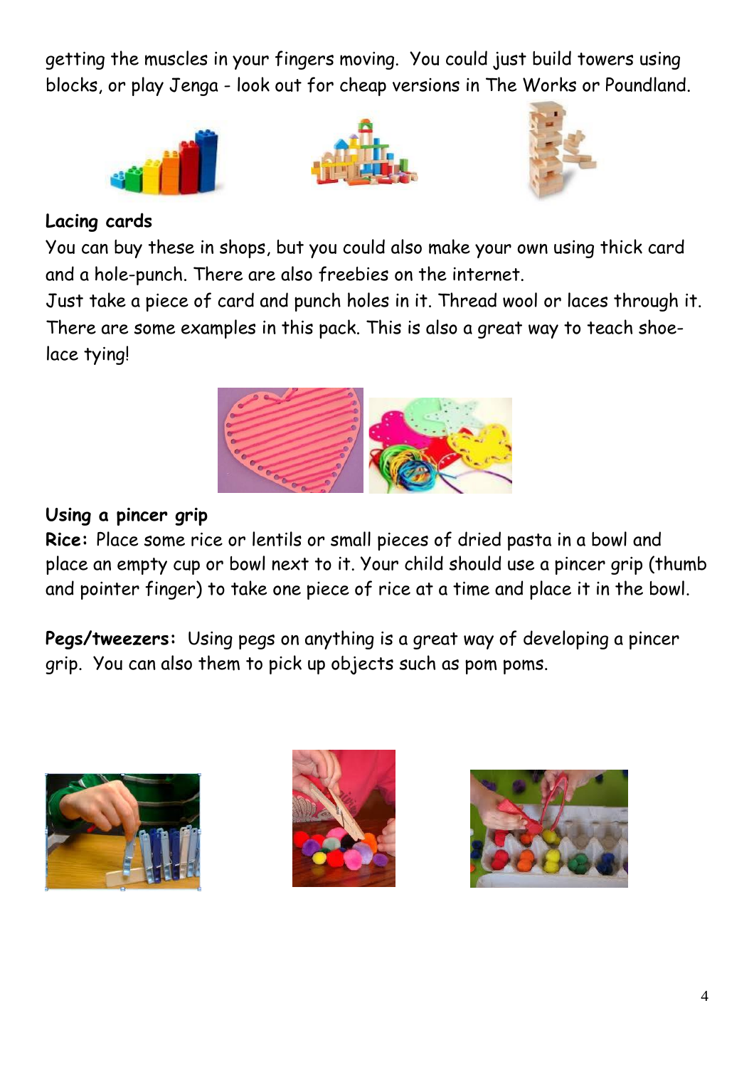getting the muscles in your fingers moving. You could just build towers using blocks, or play Jenga - look out for cheap versions in The Works or Poundland.

**Lacing cards**

You can buy these in shops, but you could also make your own using thick card and a hole-punch. There are also freebies on the internet.

Just take a piece of card and punch holes in it. Thread wool or laces through it. There are some examples in this pack. This is also a great way to teach shoe-lace tying!

**Using a pincer grip**

**Rice:** Place some rice or lentils or small pieces of dried pasta in a bowl and place an empty cup or bowl next to it. Your child should use a pincer grip (thumb and pointer finger) to take one piece of rice at a time and place it in the bowl.

**Pegs/tweezers:** Using pegs on anything is a great way of developing a pincer grip. You can also them to pick up objects such as pom poms.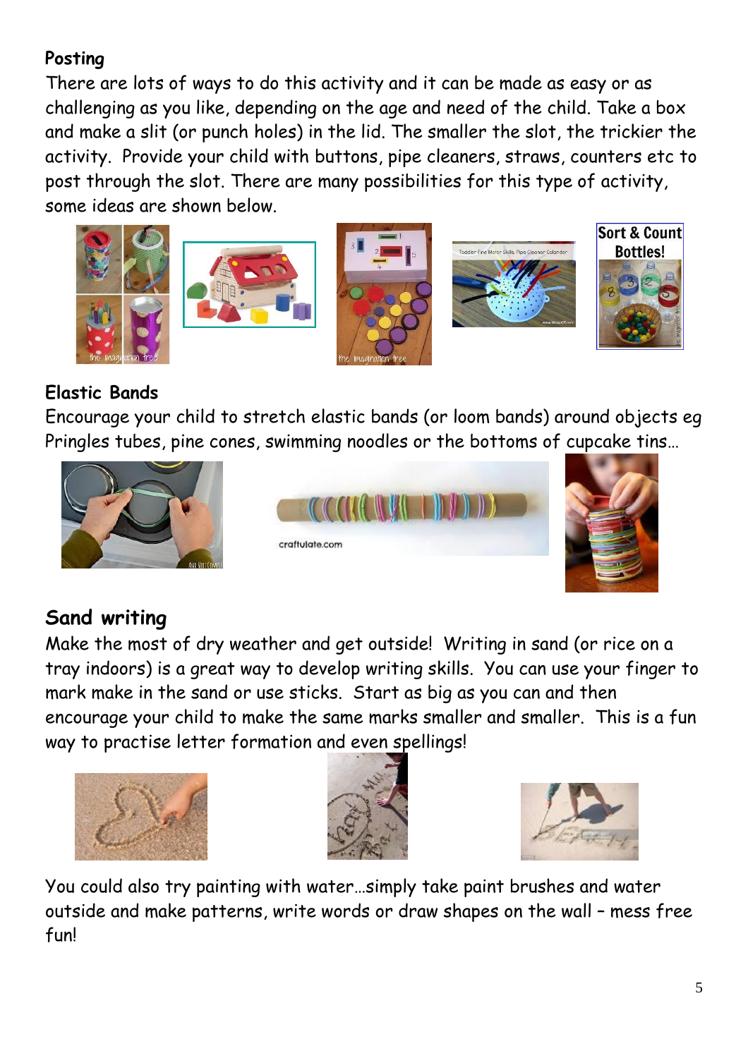## Posting

There are lots of ways to do this activity and it can be made as easy or as challenging as you like, depending on the age and need of the child. Take a box and make a slit (or punch holes) in the lid. The smaller the slot, the trickier the activity. Provide your child with buttons, pipe cleaners, straws, counters etc to post through the slot. There are many possibilities for this type of activity, some ideas are shown below.

## Elastic Bands

Encourage your child to stretch elastic bands (or loom bands) around objects eg Pringles tubes, pine cones, swimming noodles or the bottoms of cupcake tins…

## Sand writing

Make the most of dry weather and get outside! Writing in sand (or rice on a tray indoors) is a great way to develop writing skills. You can use your finger to mark make in the sand or use sticks. Start as big as you can and then encourage your child to make the same marks smaller and smaller. This is a fun way to practise letter formation and even spellings!

You could also try painting with water…simply take paint brushes and water outside and make patterns, write words or draw shapes on the wall – mess free fun!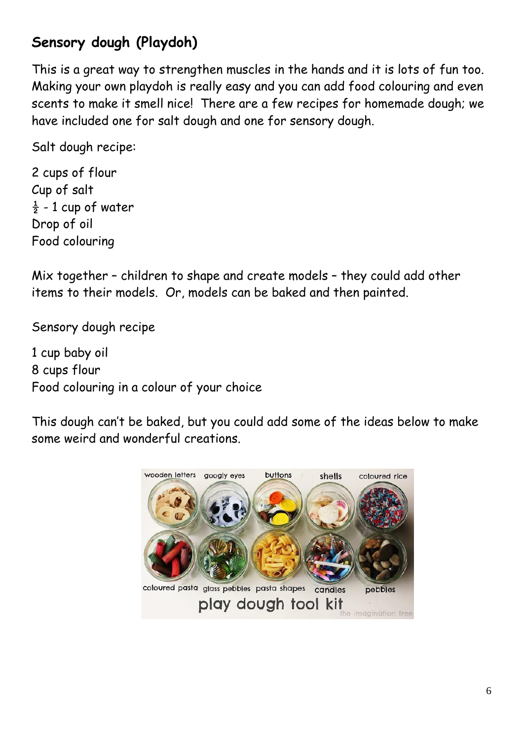## Sensory dough (Playdoh)

This is a great way to strengthen muscles in the hands and it is lots of fun too. Making your own playdoh is really easy and you can add food colouring and even scents to make it smell nice! There are a few recipes for homemade dough; we have included one for salt dough and one for sensory dough.

Salt dough recipe:

2 cups of flour
Cup of salt
½ - 1 cup of water
Drop of oil
Food colouring

Mix together – children to shape and create models – they could add other items to their models. Or, models can be baked and then painted.

Sensory dough recipe

1 cup baby oil
8 cups flour
Food colouring in a colour of your choice

This dough can't be baked, but you could add some of the ideas below to make some weird and wonderful creations.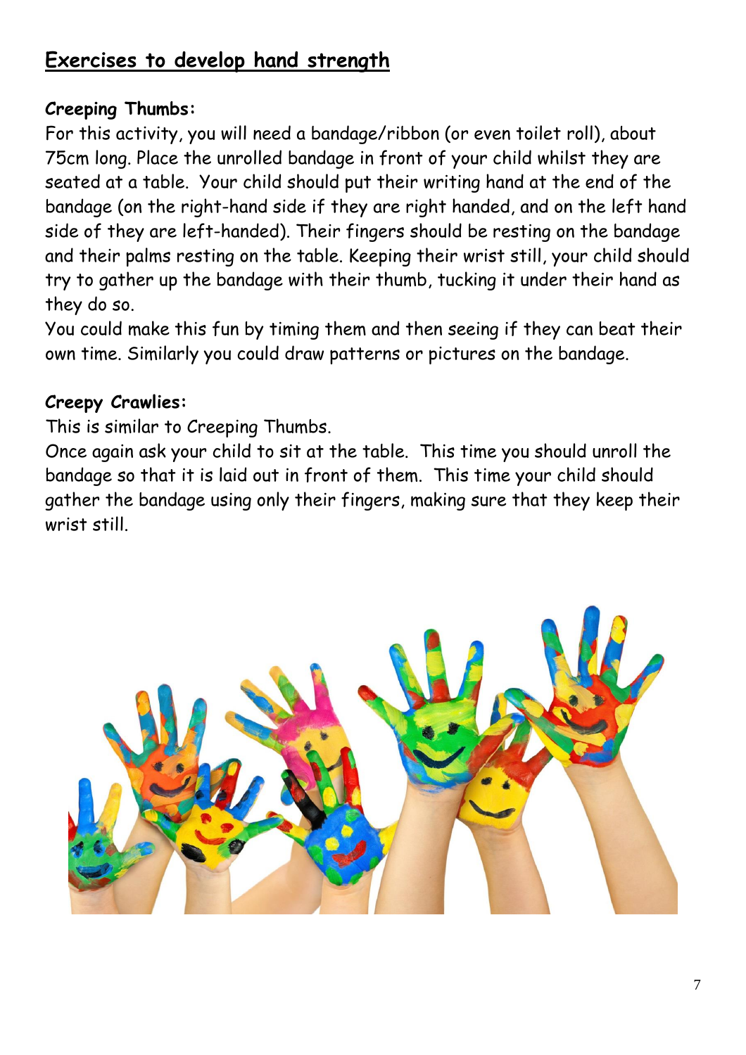## Exercises to develop hand strength

**Creeping Thumbs:**

For this activity, you will need a bandage/ribbon (or even toilet roll), about 75cm long. Place the unrolled bandage in front of your child whilst they are seated at a table. Your child should put their writing hand at the end of the bandage (on the right-hand side if they are right handed, and on the left hand side of they are left-handed). Their fingers should be resting on the bandage and their palms resting on the table. Keeping their wrist still, your child should try to gather up the bandage with their thumb, tucking it under their hand as they do so.

You could make this fun by timing them and then seeing if they can beat their own time. Similarly you could draw patterns or pictures on the bandage.

**Creepy Crawlies:**

This is similar to Creeping Thumbs.

Once again ask your child to sit at the table. This time you should unroll the bandage so that it is laid out in front of them. This time your child should gather the bandage using only their fingers, making sure that they keep their wrist still.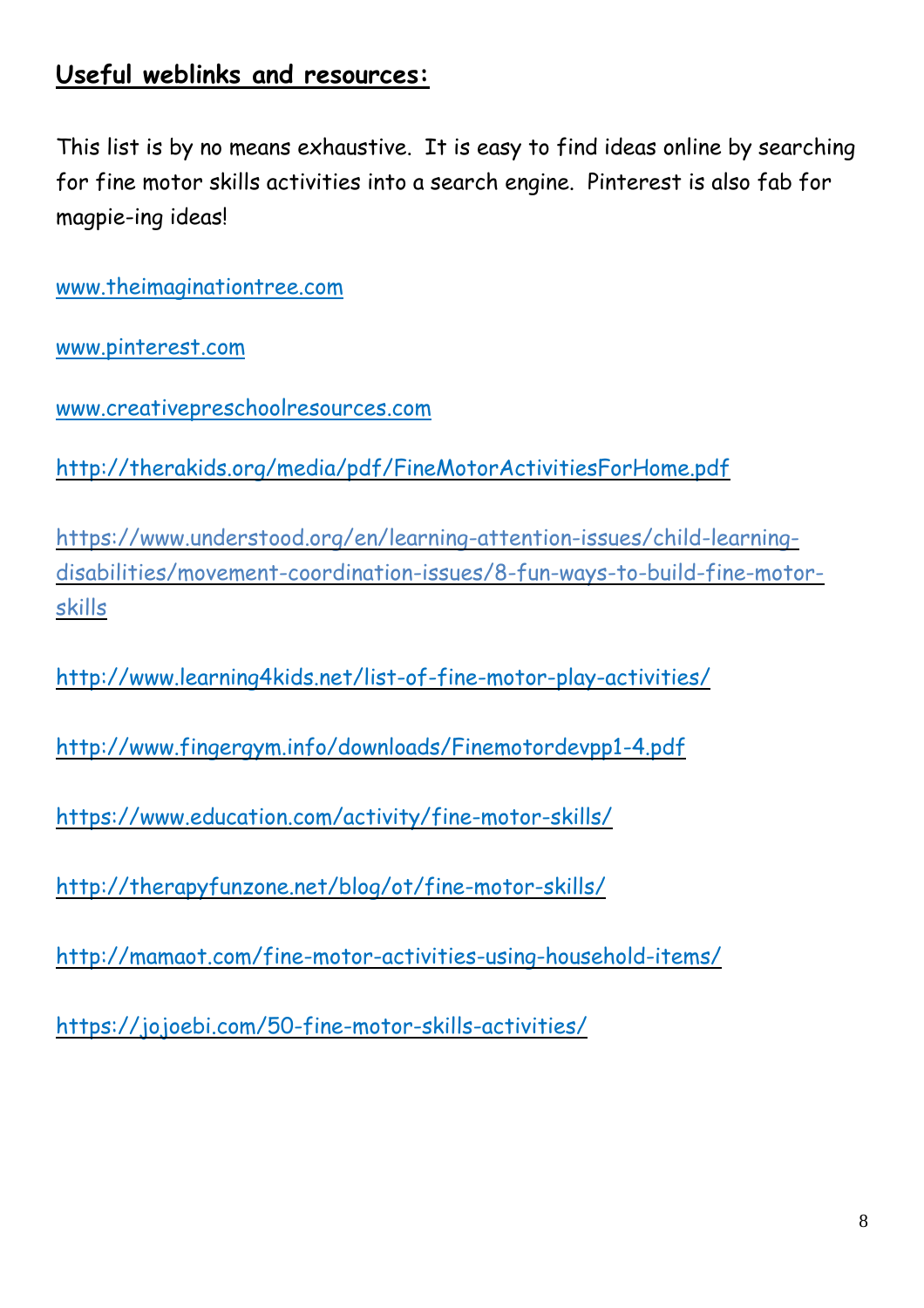## **Useful weblinks and resources:**

This list is by no means exhaustive. It is easy to find ideas online by searching for fine motor skills activities into a search engine. Pinterest is also fab for magpie-ing ideas!

www.theimaginationtree.com

www.pinterest.com

www.creativepreschoolresources.com

http://therakids.org/media/pdf/FineMotorActivitiesForHome.pdf

https://www.understood.org/en/learning-attention-issues/child-learning-disabilities/movement-coordination-issues/8-fun-ways-to-build-fine-motor-skills

http://www.learning4kids.net/list-of-fine-motor-play-activities/

http://www.fingergym.info/downloads/Finemotordevpp1-4.pdf

https://www.education.com/activity/fine-motor-skills/

http://therapyfunzone.net/blog/ot/fine-motor-skills/

http://mamaot.com/fine-motor-activities-using-household-items/

https://jojoebi.com/50-fine-motor-skills-activities/